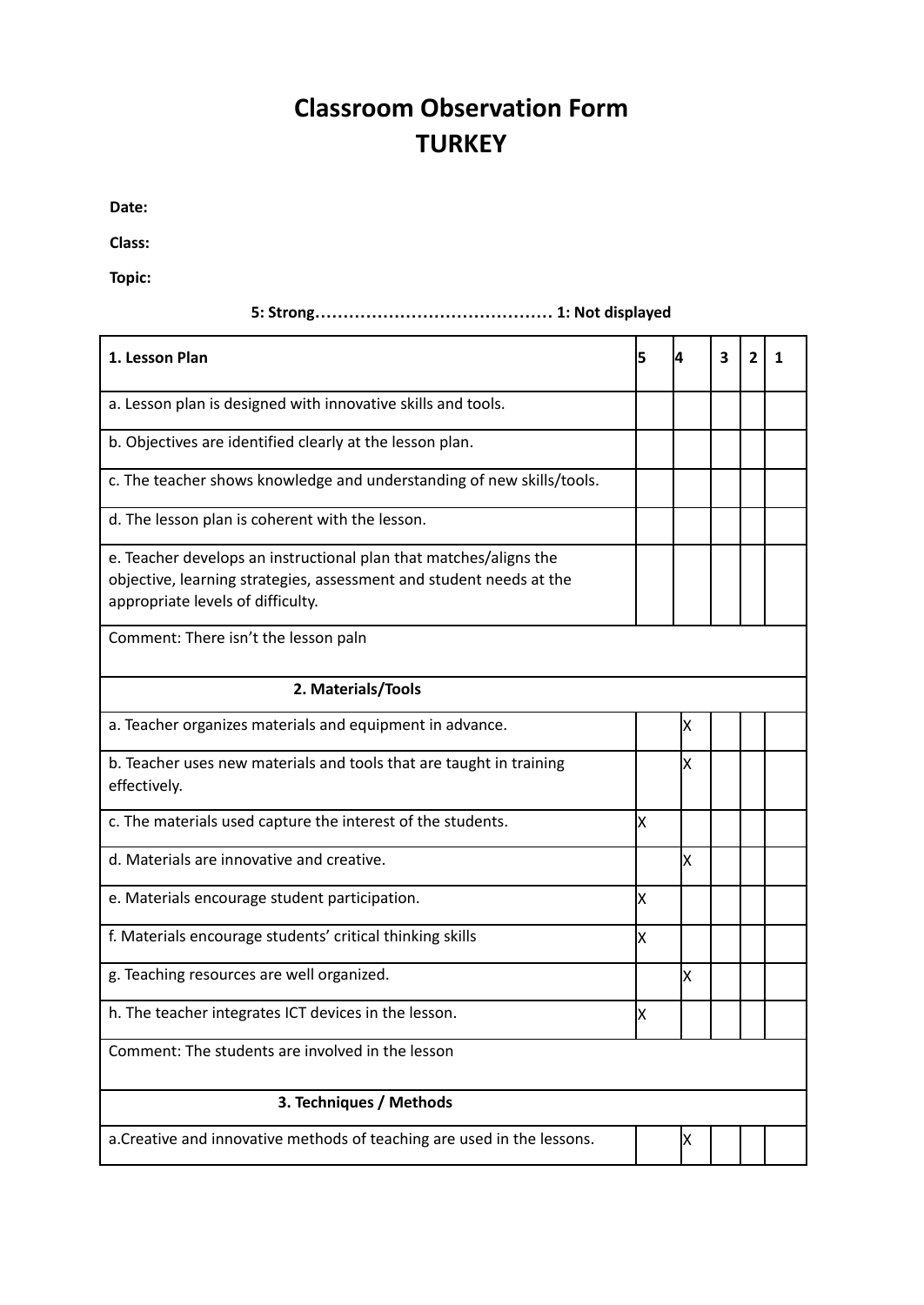# Classroom Observation Form
# TURKEY

**Date:**

**Class:**

**Topic:**

**5: Strong…………………………………… 1: Not displayed**

| 1. Lesson Plan | 5 | 4 | 3 | 2 | 1 |
|---|---|---|---|---|---|
| a. Lesson plan is designed with innovative skills and tools. | | | | | |
| b. Objectives are identified clearly at the lesson plan. | | | | | |
| c. The teacher shows knowledge and understanding of new skills/tools. | | | | | |
| d. The lesson plan is coherent with the lesson. | | | | | |
| e. Teacher develops an instructional plan that matches/aligns the objective, learning strategies, assessment and student needs at the appropriate levels of difficulty. | | | | | |
| Comment: There isn't the lesson paln | | | | | |
| **2. Materials/Tools** | | | | | |
| a. Teacher organizes materials and equipment in advance. | | X | | | |
| b. Teacher uses new materials and tools that are taught in training effectively. | | X | | | |
| c. The materials used capture the interest of the students. | X | | | | |
| d. Materials are innovative and creative. | | X | | | |
| e. Materials encourage student participation. | X | | | | |
| f. Materials encourage students' critical thinking skills | X | | | | |
| g. Teaching resources are well organized. | | X | | | |
| h. The teacher integrates ICT devices in the lesson. | X | | | | |
| Comment: The students are involved in the lesson | | | | | |
| **3. Techniques / Methods** | | | | | |
| a.Creative and innovative methods of teaching are used in the lessons. | | X | | | |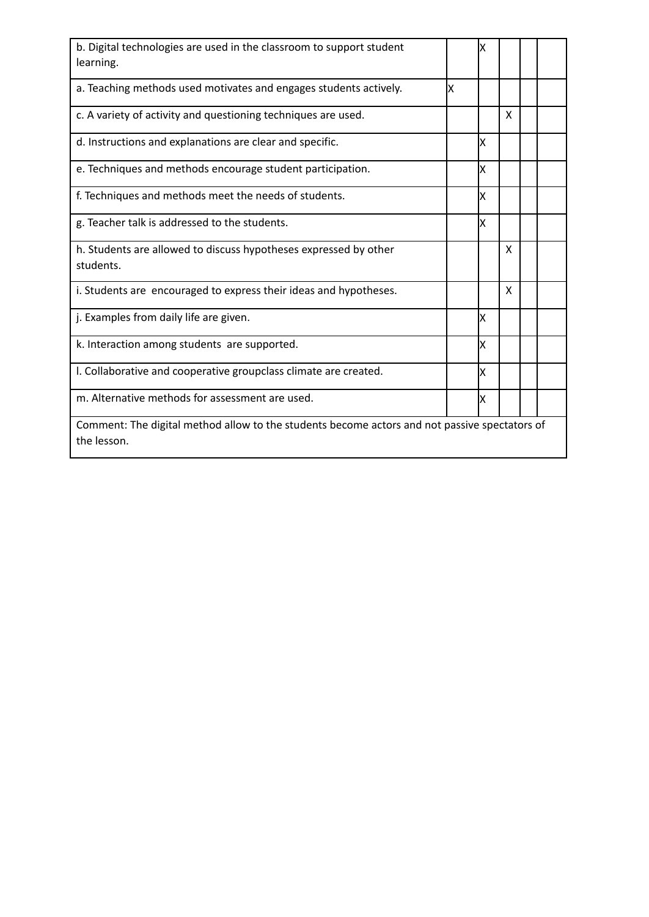| | | | | | |
|---|---|---|---|---|---|
| b. Digital technologies are used in the classroom to support student learning. | | X | | | |
| a. Teaching methods used motivates and engages students actively. | X | | | | |
| c. A variety of activity and questioning techniques are used. | | | X | | |
| d. Instructions and explanations are clear and specific. | | X | | | |
| e. Techniques and methods encourage student participation. | | X | | | |
| f. Techniques and methods meet the needs of students. | | X | | | |
| g. Teacher talk is addressed to the students. | | X | | | |
| h. Students are allowed to discuss hypotheses expressed by other students. | | | X | | |
| i. Students are encouraged to express their ideas and hypotheses. | | | X | | |
| j. Examples from daily life are given. | | X | | | |
| k. Interaction among students are supported. | | X | | | |
| l. Collaborative and cooperative groupclass climate are created. | | X | | | |
| m. Alternative methods for assessment are used. | | X | | | |
| Comment: The digital method allow to the students become actors and not passive spectators of the lesson. | | | | | |